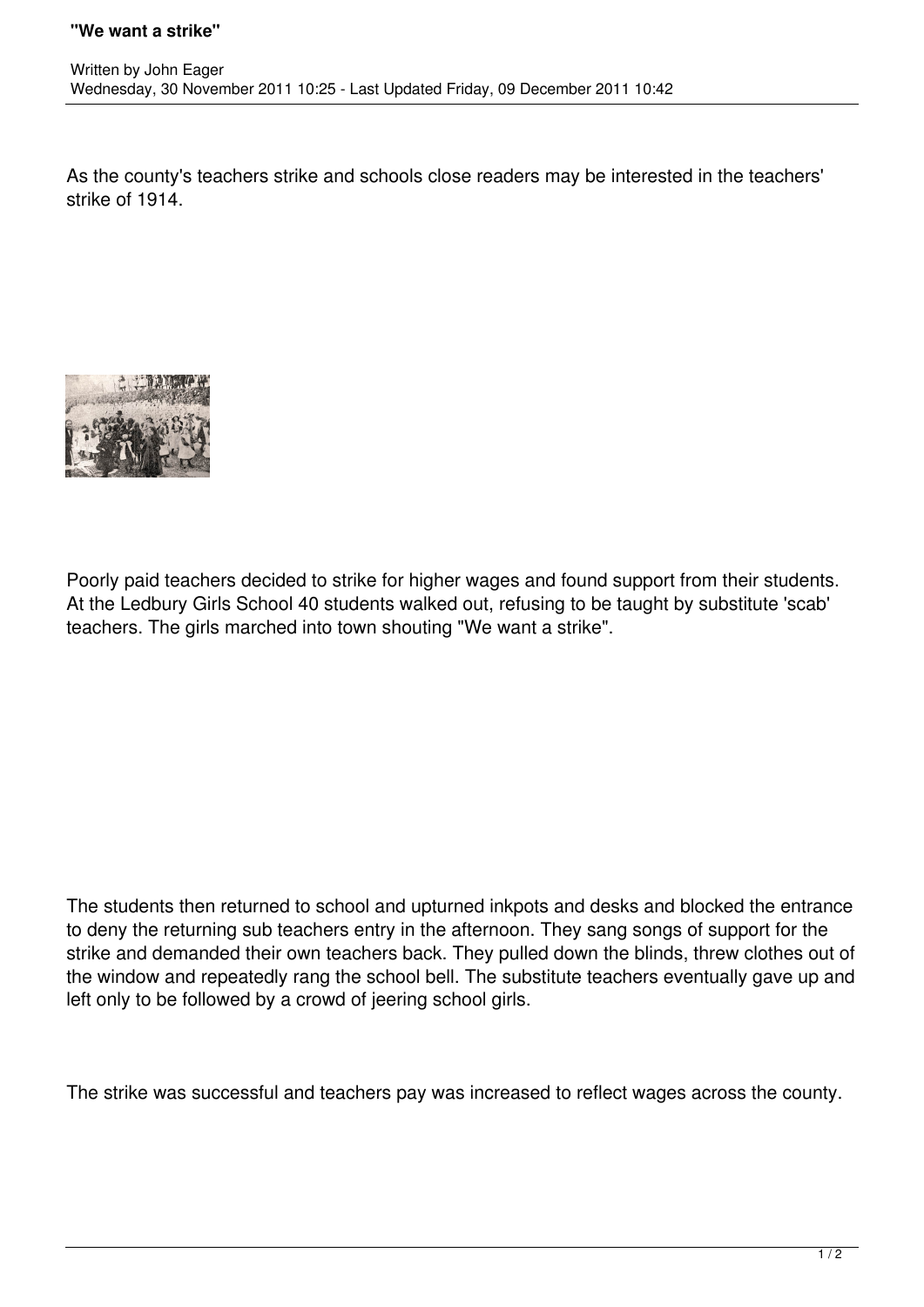# "We want a strike"

Written by John Eager
Wednesday, 30 November 2011 10:25 - Last Updated Friday, 09 December 2011 10:42

As the county's teachers strike and schools close readers may be interested in the teachers' strike of 1914.

Poorly paid teachers decided to strike for higher wages and found support from their students. At the Ledbury Girls School 40 students walked out, refusing to be taught by substitute 'scab' teachers. The girls marched into town shouting "We want a strike".

The students then returned to school and upturned inkpots and desks and blocked the entrance to deny the returning sub teachers entry in the afternoon. They sang songs of support for the strike and demanded their own teachers back. They pulled down the blinds, threw clothes out of the window and repeatedly rang the school bell. The substitute teachers eventually gave up and left only to be followed by a crowd of jeering school girls.

The strike was successful and teachers pay was increased to reflect wages across the county.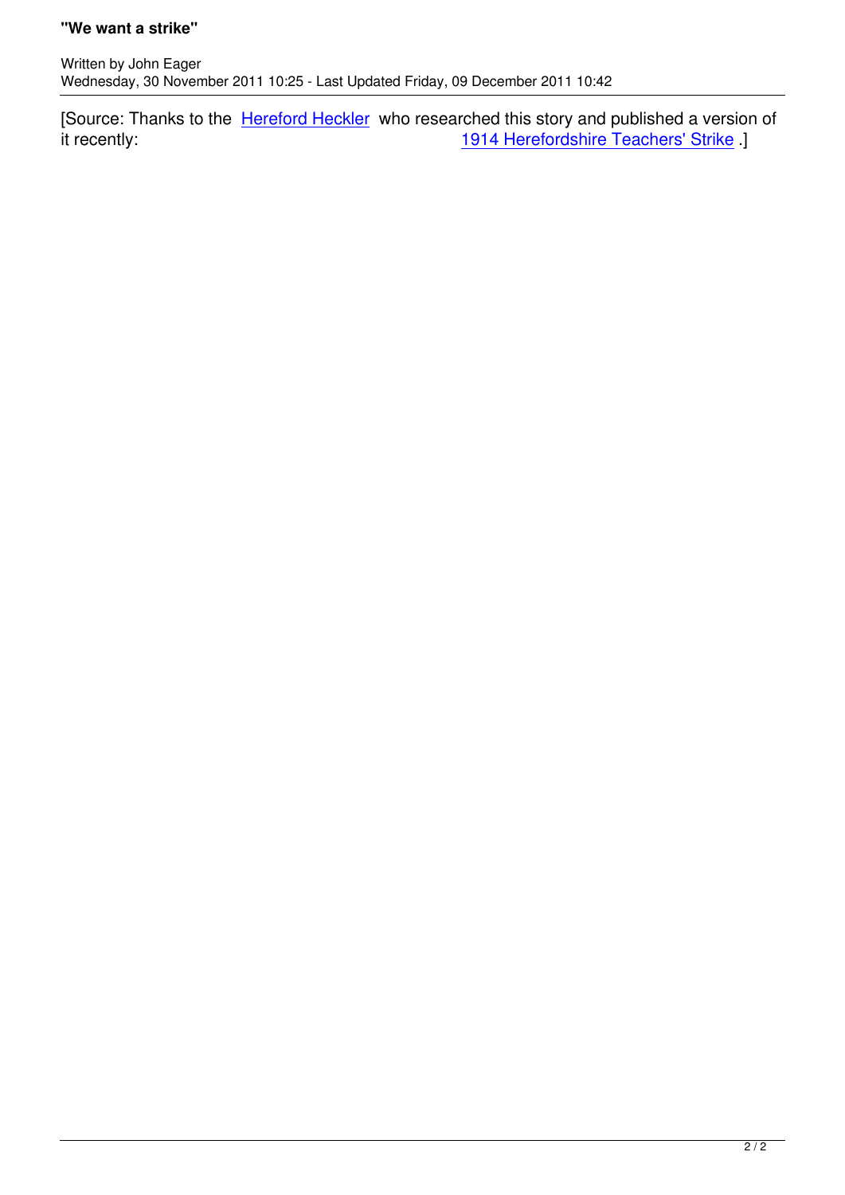[Source: Thanks to the Hereford Heckler who researched this story and published a version of it recently: 1914 Herefordshire Teachers' Strike .]